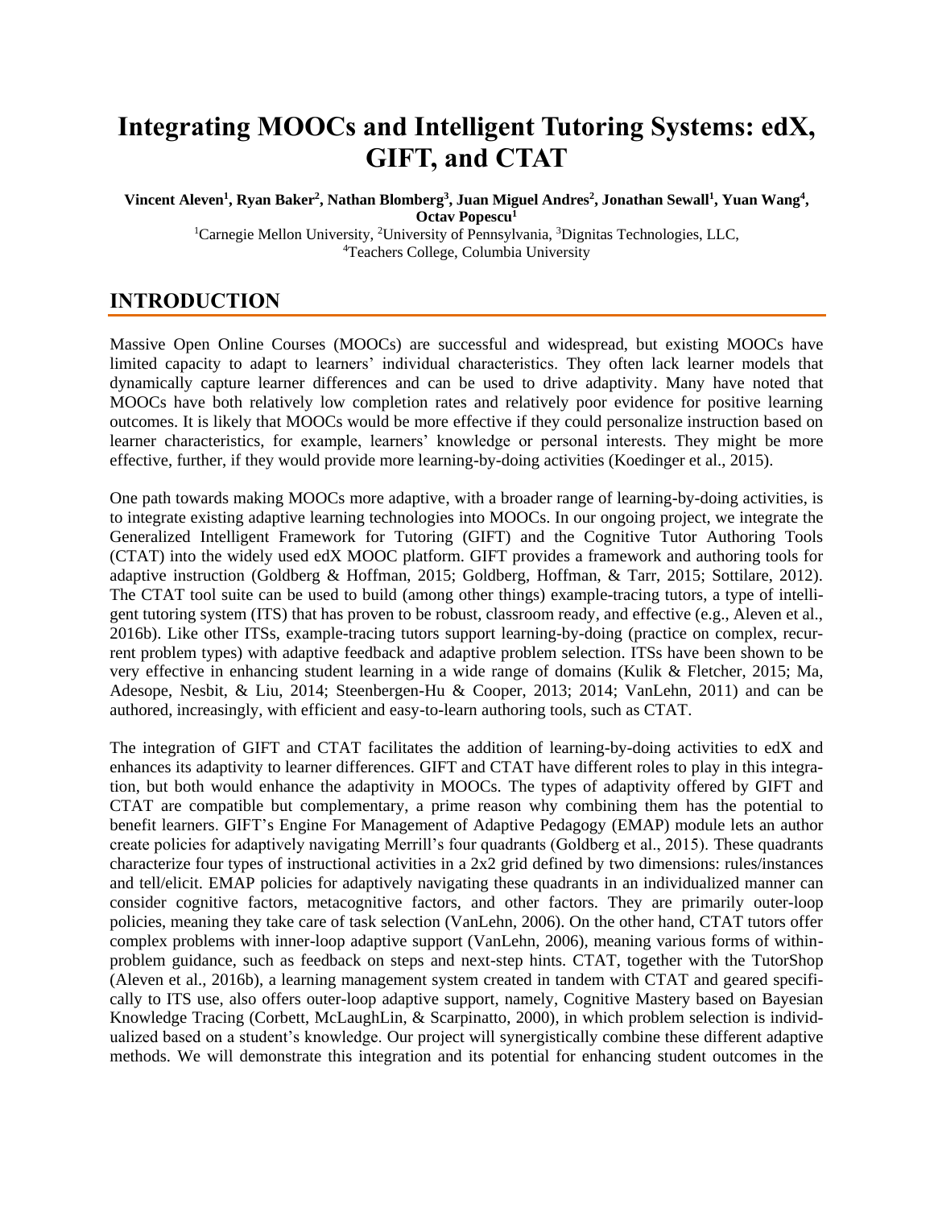# Integrating MOOCs and Intelligent Tutoring Systems: edX, GIFT, and CTAT

**Vincent Aleven[1], Ryan Baker[2], Nathan Blomberg[3], Juan Miguel Andres[2], Jonathan Sewall[1], Yuan Wang[4], Octav Popescu[1]**

[1]Carnegie Mellon University, [2]University of Pennsylvania, [3]Dignitas Technologies, LLC, [4]Teachers College, Columbia University

## INTRODUCTION

Massive Open Online Courses (MOOCs) are successful and widespread, but existing MOOCs have limited capacity to adapt to learners' individual characteristics. They often lack learner models that dynamically capture learner differences and can be used to drive adaptivity. Many have noted that MOOCs have both relatively low completion rates and relatively poor evidence for positive learning outcomes. It is likely that MOOCs would be more effective if they could personalize instruction based on learner characteristics, for example, learners' knowledge or personal interests. They might be more effective, further, if they would provide more learning-by-doing activities (Koedinger et al., 2015).

One path towards making MOOCs more adaptive, with a broader range of learning-by-doing activities, is to integrate existing adaptive learning technologies into MOOCs. In our ongoing project, we integrate the Generalized Intelligent Framework for Tutoring (GIFT) and the Cognitive Tutor Authoring Tools (CTAT) into the widely used edX MOOC platform. GIFT provides a framework and authoring tools for adaptive instruction (Goldberg & Hoffman, 2015; Goldberg, Hoffman, & Tarr, 2015; Sottilare, 2012). The CTAT tool suite can be used to build (among other things) example-tracing tutors, a type of intelligent tutoring system (ITS) that has proven to be robust, classroom ready, and effective (e.g., Aleven et al., 2016b). Like other ITSs, example-tracing tutors support learning-by-doing (practice on complex, recurrent problem types) with adaptive feedback and adaptive problem selection. ITSs have been shown to be very effective in enhancing student learning in a wide range of domains (Kulik & Fletcher, 2015; Ma, Adesope, Nesbit, & Liu, 2014; Steenbergen-Hu & Cooper, 2013; 2014; VanLehn, 2011) and can be authored, increasingly, with efficient and easy-to-learn authoring tools, such as CTAT.

The integration of GIFT and CTAT facilitates the addition of learning-by-doing activities to edX and enhances its adaptivity to learner differences. GIFT and CTAT have different roles to play in this integration, but both would enhance the adaptivity in MOOCs. The types of adaptivity offered by GIFT and CTAT are compatible but complementary, a prime reason why combining them has the potential to benefit learners. GIFT's Engine For Management of Adaptive Pedagogy (EMAP) module lets an author create policies for adaptively navigating Merrill's four quadrants (Goldberg et al., 2015). These quadrants characterize four types of instructional activities in a 2x2 grid defined by two dimensions: rules/instances and tell/elicit. EMAP policies for adaptively navigating these quadrants in an individualized manner can consider cognitive factors, metacognitive factors, and other factors. They are primarily outer-loop policies, meaning they take care of task selection (VanLehn, 2006). On the other hand, CTAT tutors offer complex problems with inner-loop adaptive support (VanLehn, 2006), meaning various forms of within-problem guidance, such as feedback on steps and next-step hints. CTAT, together with the TutorShop (Aleven et al., 2016b), a learning management system created in tandem with CTAT and geared specifically to ITS use, also offers outer-loop adaptive support, namely, Cognitive Mastery based on Bayesian Knowledge Tracing (Corbett, McLaughLin, & Scarpinatto, 2000), in which problem selection is individualized based on a student's knowledge. Our project will synergistically combine these different adaptive methods. We will demonstrate this integration and its potential for enhancing student outcomes in the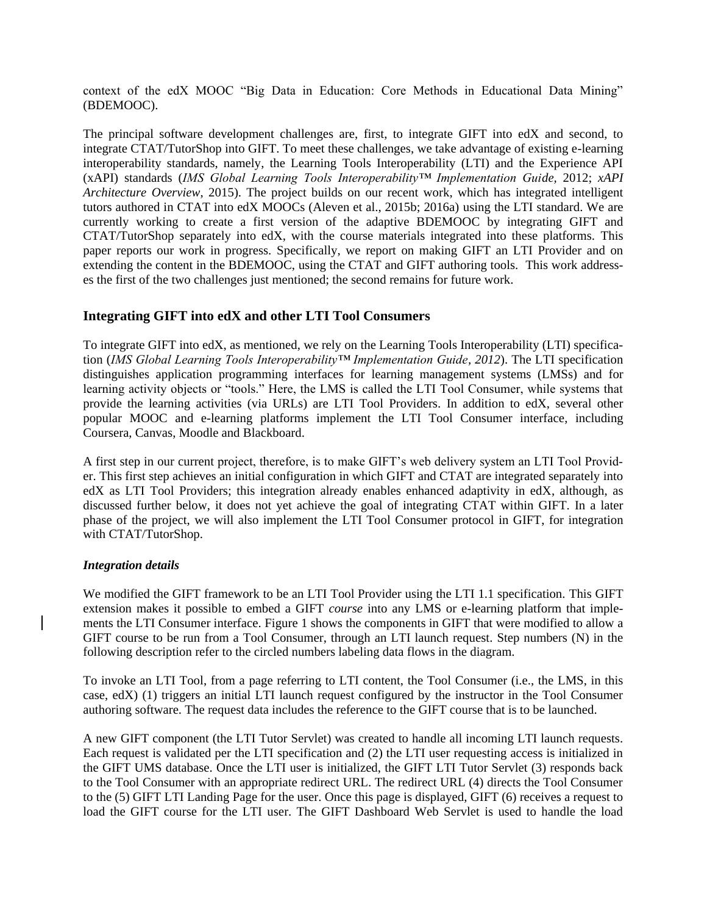context of the edX MOOC "Big Data in Education: Core Methods in Educational Data Mining" (BDEMOOC).

The principal software development challenges are, first, to integrate GIFT into edX and second, to integrate CTAT/TutorShop into GIFT. To meet these challenges, we take advantage of existing e-learning interoperability standards, namely, the Learning Tools Interoperability (LTI) and the Experience API (xAPI) standards (*IMS Global Learning Tools Interoperability™ Implementation Guide*, 2012; *xAPI Architecture Overview*, 2015). The project builds on our recent work, which has integrated intelligent tutors authored in CTAT into edX MOOCs (Aleven et al., 2015b; 2016a) using the LTI standard. We are currently working to create a first version of the adaptive BDEMOOC by integrating GIFT and CTAT/TutorShop separately into edX, with the course materials integrated into these platforms. This paper reports our work in progress. Specifically, we report on making GIFT an LTI Provider and on extending the content in the BDEMOOC, using the CTAT and GIFT authoring tools. This work addresses the first of the two challenges just mentioned; the second remains for future work.

## Integrating GIFT into edX and other LTI Tool Consumers

To integrate GIFT into edX, as mentioned, we rely on the Learning Tools Interoperability (LTI) specification (*IMS Global Learning Tools Interoperability™ Implementation Guide, 2012*). The LTI specification distinguishes application programming interfaces for learning management systems (LMSs) and for learning activity objects or "tools." Here, the LMS is called the LTI Tool Consumer, while systems that provide the learning activities (via URLs) are LTI Tool Providers. In addition to edX, several other popular MOOC and e-learning platforms implement the LTI Tool Consumer interface, including Coursera, Canvas, Moodle and Blackboard.

A first step in our current project, therefore, is to make GIFT's web delivery system an LTI Tool Provider. This first step achieves an initial configuration in which GIFT and CTAT are integrated separately into edX as LTI Tool Providers; this integration already enables enhanced adaptivity in edX, although, as discussed further below, it does not yet achieve the goal of integrating CTAT within GIFT. In a later phase of the project, we will also implement the LTI Tool Consumer protocol in GIFT, for integration with CTAT/TutorShop.

### *Integration details*

We modified the GIFT framework to be an LTI Tool Provider using the LTI 1.1 specification. This GIFT extension makes it possible to embed a GIFT *course* into any LMS or e-learning platform that implements the LTI Consumer interface. Figure 1 shows the components in GIFT that were modified to allow a GIFT course to be run from a Tool Consumer, through an LTI launch request. Step numbers (N) in the following description refer to the circled numbers labeling data flows in the diagram.

To invoke an LTI Tool, from a page referring to LTI content, the Tool Consumer (i.e., the LMS, in this case, edX) (1) triggers an initial LTI launch request configured by the instructor in the Tool Consumer authoring software. The request data includes the reference to the GIFT course that is to be launched.

A new GIFT component (the LTI Tutor Servlet) was created to handle all incoming LTI launch requests. Each request is validated per the LTI specification and (2) the LTI user requesting access is initialized in the GIFT UMS database. Once the LTI user is initialized, the GIFT LTI Tutor Servlet (3) responds back to the Tool Consumer with an appropriate redirect URL. The redirect URL (4) directs the Tool Consumer to the (5) GIFT LTI Landing Page for the user. Once this page is displayed, GIFT (6) receives a request to load the GIFT course for the LTI user. The GIFT Dashboard Web Servlet is used to handle the load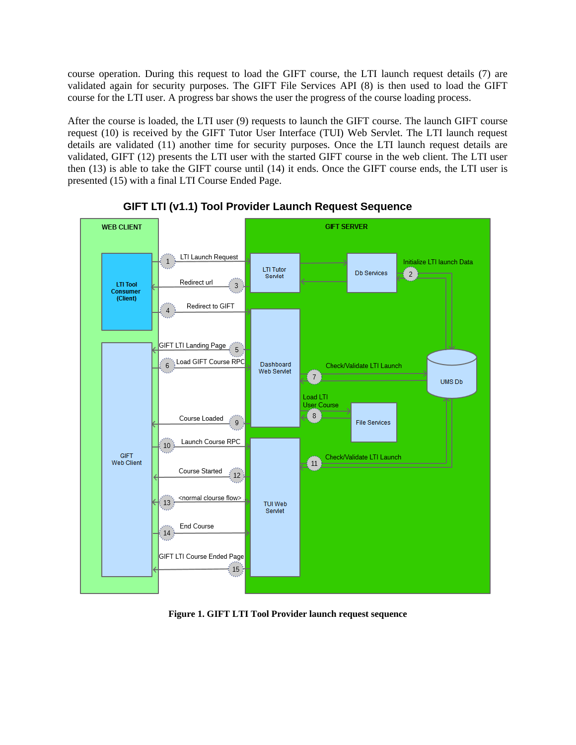course operation. During this request to load the GIFT course, the LTI launch request details (7) are validated again for security purposes. The GIFT File Services API (8) is then used to load the GIFT course for the LTI user. A progress bar shows the user the progress of the course loading process.

After the course is loaded, the LTI user (9) requests to launch the GIFT course. The launch GIFT course request (10) is received by the GIFT Tutor User Interface (TUI) Web Servlet. The LTI launch request details are validated (11) another time for security purposes. Once the LTI launch request details are validated, GIFT (12) presents the LTI user with the started GIFT course in the web client. The LTI user then (13) is able to take the GIFT course until (14) it ends. Once the GIFT course ends, the LTI user is presented (15) with a final LTI Course Ended Page.

**Figure 1. GIFT LTI Tool Provider launch request sequence**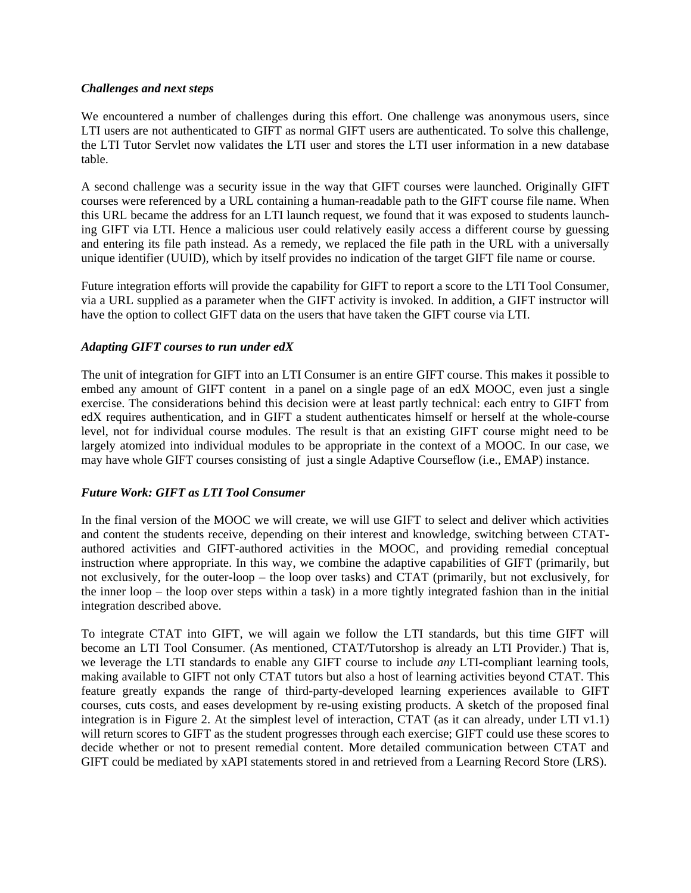### *Challenges and next steps*

We encountered a number of challenges during this effort. One challenge was anonymous users, since LTI users are not authenticated to GIFT as normal GIFT users are authenticated. To solve this challenge, the LTI Tutor Servlet now validates the LTI user and stores the LTI user information in a new database table.

A second challenge was a security issue in the way that GIFT courses were launched. Originally GIFT courses were referenced by a URL containing a human-readable path to the GIFT course file name. When this URL became the address for an LTI launch request, we found that it was exposed to students launching GIFT via LTI. Hence a malicious user could relatively easily access a different course by guessing and entering its file path instead. As a remedy, we replaced the file path in the URL with a universally unique identifier (UUID), which by itself provides no indication of the target GIFT file name or course.

Future integration efforts will provide the capability for GIFT to report a score to the LTI Tool Consumer, via a URL supplied as a parameter when the GIFT activity is invoked. In addition, a GIFT instructor will have the option to collect GIFT data on the users that have taken the GIFT course via LTI.

### *Adapting GIFT courses to run under edX*

The unit of integration for GIFT into an LTI Consumer is an entire GIFT course. This makes it possible to embed any amount of GIFT content in a panel on a single page of an edX MOOC, even just a single exercise. The considerations behind this decision were at least partly technical: each entry to GIFT from edX requires authentication, and in GIFT a student authenticates himself or herself at the whole-course level, not for individual course modules. The result is that an existing GIFT course might need to be largely atomized into individual modules to be appropriate in the context of a MOOC. In our case, we may have whole GIFT courses consisting of just a single Adaptive Courseflow (i.e., EMAP) instance.

### *Future Work: GIFT as LTI Tool Consumer*

In the final version of the MOOC we will create, we will use GIFT to select and deliver which activities and content the students receive, depending on their interest and knowledge, switching between CTAT-authored activities and GIFT-authored activities in the MOOC, and providing remedial conceptual instruction where appropriate. In this way, we combine the adaptive capabilities of GIFT (primarily, but not exclusively, for the outer-loop – the loop over tasks) and CTAT (primarily, but not exclusively, for the inner loop – the loop over steps within a task) in a more tightly integrated fashion than in the initial integration described above.

To integrate CTAT into GIFT, we will again we follow the LTI standards, but this time GIFT will become an LTI Tool Consumer. (As mentioned, CTAT/Tutorshop is already an LTI Provider.) That is, we leverage the LTI standards to enable any GIFT course to include *any* LTI-compliant learning tools, making available to GIFT not only CTAT tutors but also a host of learning activities beyond CTAT. This feature greatly expands the range of third-party-developed learning experiences available to GIFT courses, cuts costs, and eases development by re-using existing products. A sketch of the proposed final integration is in Figure 2. At the simplest level of interaction, CTAT (as it can already, under LTI v1.1) will return scores to GIFT as the student progresses through each exercise; GIFT could use these scores to decide whether or not to present remedial content. More detailed communication between CTAT and GIFT could be mediated by xAPI statements stored in and retrieved from a Learning Record Store (LRS).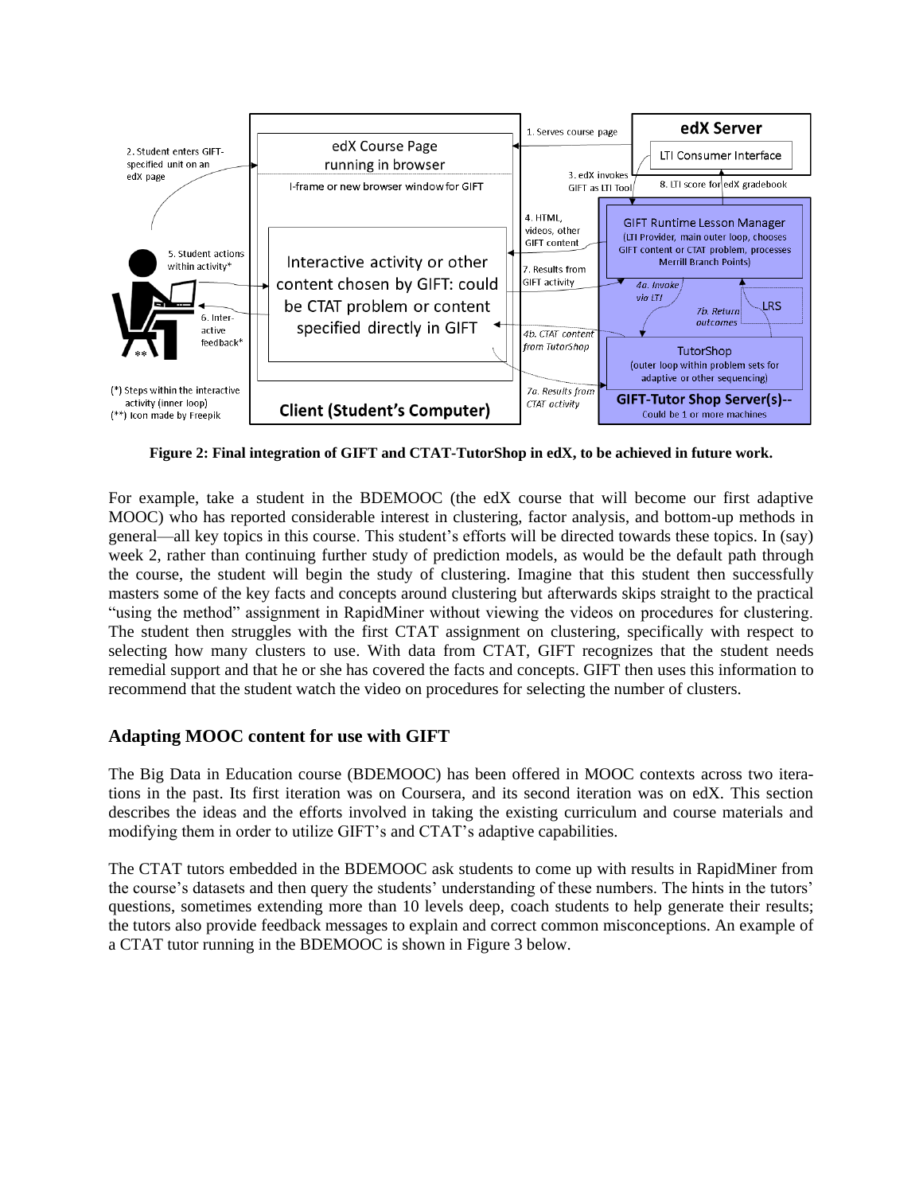**Figure 2: Final integration of GIFT and CTAT-TutorShop in edX, to be achieved in future work.**

For example, take a student in the BDEMOOC (the edX course that will become our first adaptive MOOC) who has reported considerable interest in clustering, factor analysis, and bottom-up methods in general—all key topics in this course. This student's efforts will be directed towards these topics. In (say) week 2, rather than continuing further study of prediction models, as would be the default path through the course, the student will begin the study of clustering. Imagine that this student then successfully masters some of the key facts and concepts around clustering but afterwards skips straight to the practical "using the method" assignment in RapidMiner without viewing the videos on procedures for clustering. The student then struggles with the first CTAT assignment on clustering, specifically with respect to selecting how many clusters to use. With data from CTAT, GIFT recognizes that the student needs remedial support and that he or she has covered the facts and concepts. GIFT then uses this information to recommend that the student watch the video on procedures for selecting the number of clusters.

## Adapting MOOC content for use with GIFT

The Big Data in Education course (BDEMOOC) has been offered in MOOC contexts across two iterations in the past. Its first iteration was on Coursera, and its second iteration was on edX. This section describes the ideas and the efforts involved in taking the existing curriculum and course materials and modifying them in order to utilize GIFT's and CTAT's adaptive capabilities.

The CTAT tutors embedded in the BDEMOOC ask students to come up with results in RapidMiner from the course's datasets and then query the students' understanding of these numbers. The hints in the tutors' questions, sometimes extending more than 10 levels deep, coach students to help generate their results; the tutors also provide feedback messages to explain and correct common misconceptions. An example of a CTAT tutor running in the BDEMOOC is shown in Figure 3 below.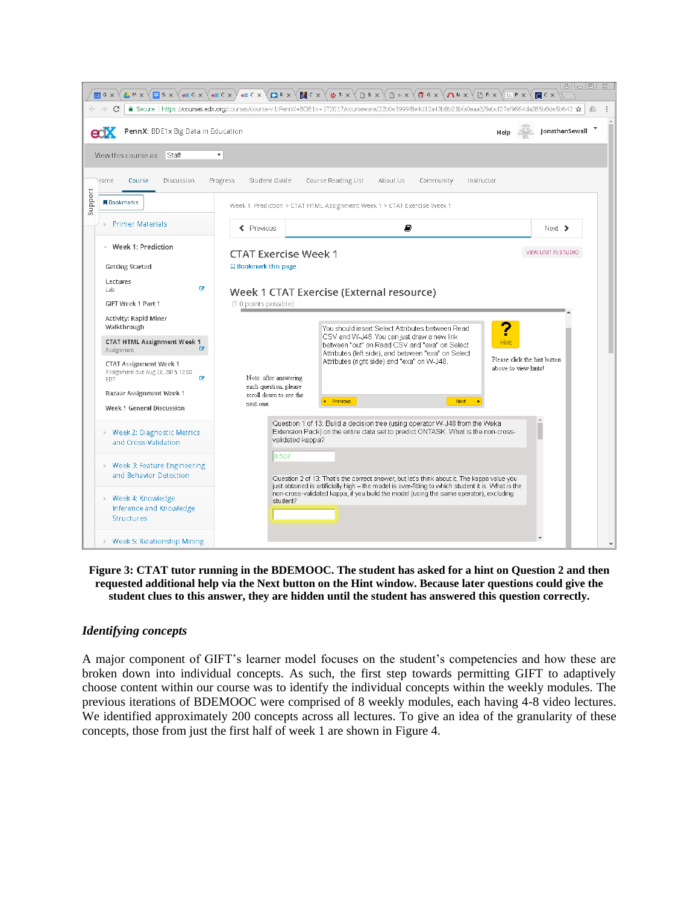**Figure 3: CTAT tutor running in the BDEMOOC. The student has asked for a hint on Question 2 and then requested additional help via the Next button on the Hint window. Because later questions could give the student clues to this answer, they are hidden until the student has answered this question correctly.**

### *Identifying concepts*

A major component of GIFT's learner model focuses on the student's competencies and how these are broken down into individual concepts. As such, the first step towards permitting GIFT to adaptively choose content within our course was to identify the individual concepts within the weekly modules. The previous iterations of BDEMOOC were comprised of 8 weekly modules, each having 4-8 video lectures. We identified approximately 200 concepts across all lectures. To give an idea of the granularity of these concepts, those from just the first half of week 1 are shown in Figure 4.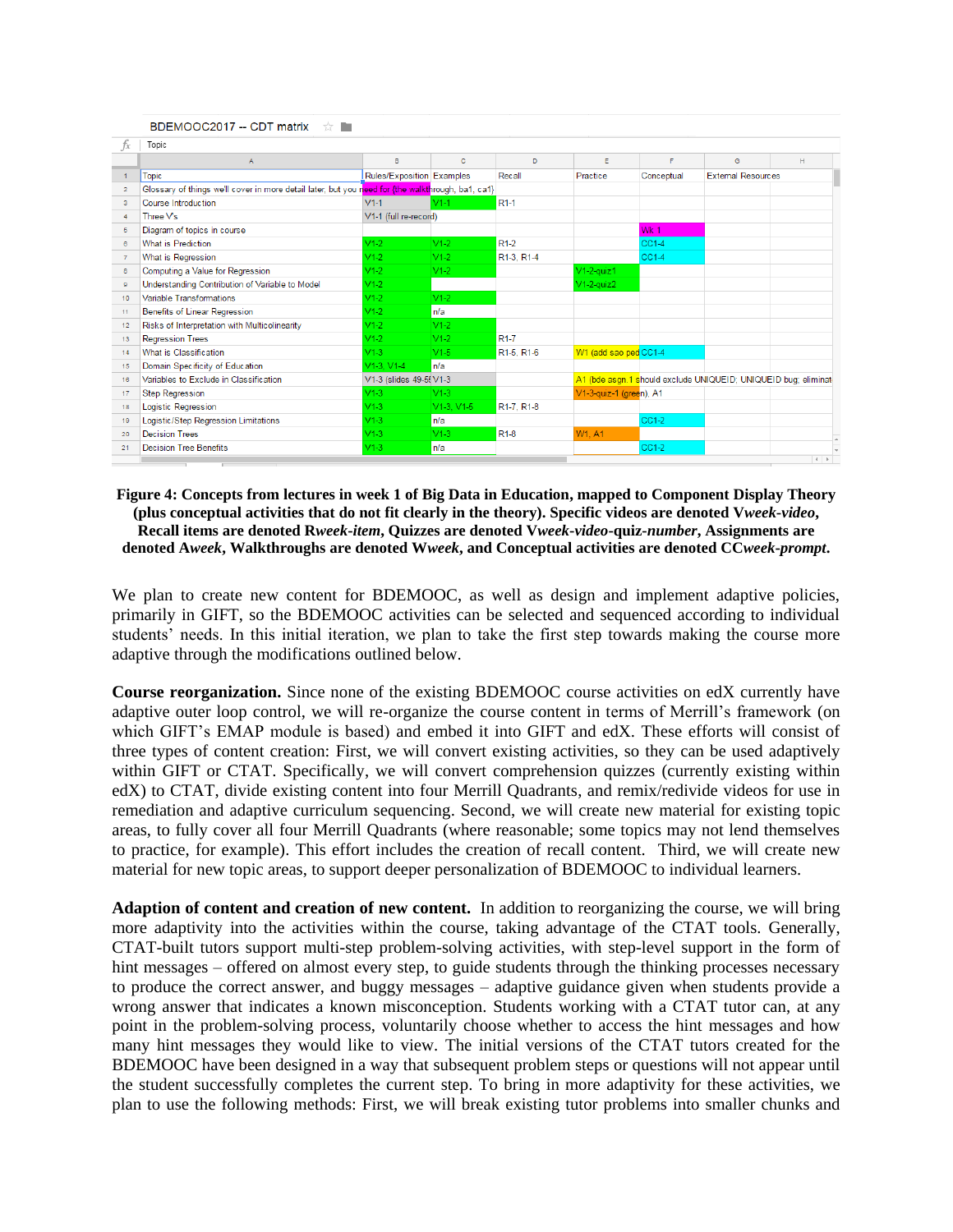| Topic | Rules/Exposition | Examples | Recall | Practice | Conceptual | External Resources |
|---|---|---|---|---|---|---|
| Glossary of things we'll cover in more detail later, but you need for (the walkthrough, ba1, ca1} | | | | | | |
| Course Introduction | V1-1 | V1-1 | R1-1 | | | |
| Three V's | V1-1 (full re-record) | | | | | |
| Diagram of topics in course | | | | | Wk 1 | |
| What is Prediction | V1-2 | V1-2 | R1-2 | | CC1-4 | |
| What is Regression | V1-2 | V1-2 | R1-3, R1-4 | | CC1-4 | |
| Computing a Value for Regression | V1-2 | V1-2 | | V1-2-quiz1 | | |
| Understanding Contribution of Variable to Model | V1-2 | | | V1-2-quiz2 | | |
| Variable Transformations | V1-2 | V1-2 | | | | |
| Benefits of Linear Regression | V1-2 | n/a | | | | |
| Risks of Interpretation with Multicolinearity | V1-2 | V1-2 | | | | |
| Regression Trees | V1-2 | V1-2 | R1-7 | | | |
| What is Classification | V1-3 | V1-5 | R1-5, R1-6 | W1 (add sao ped | CC1-4 | |
| Domain Specificity of Education | V1-3, V1-4 | n/a | | | | |
| Variables to Exclude in Classification | V1-3 (slides 49-5( | V1-3 | | A1 (bde asgn 1 should exclude UNIQUEID; UNIQUEID bug; eliminat | | |
| Step Regression | V1-3 | V1-3 | | V1-3-quiz-1 (green). A1 | | |
| Logistic Regression | V1-3 | V1-3, V1-5 | R1-7, R1-8 | | | |
| Logistic/Step Regression Limitations | V1-3 | n/a | | | CC1-2 | |
| Decision Trees | V1-3 | V1-3 | R1-8 | W1, A1 | | |
| Decision Tree Benefits | V1-3 | n/a | | | CC1-2 | |

**Figure 4: Concepts from lectures in week 1 of Big Data in Education, mapped to Component Display Theory (plus conceptual activities that do not fit clearly in the theory). Specific videos are denoted V*week*-*video*, Recall items are denoted R*week*-*item*, Quizzes are denoted V*week*-*video*-quiz-*number*, Assignments are denoted A*week*, Walkthroughs are denoted W*week*, and Conceptual activities are denoted CC*week*-*prompt*.**

We plan to create new content for BDEMOOC, as well as design and implement adaptive policies, primarily in GIFT, so the BDEMOOC activities can be selected and sequenced according to individual students' needs. In this initial iteration, we plan to take the first step towards making the course more adaptive through the modifications outlined below.

**Course reorganization.** Since none of the existing BDEMOOC course activities on edX currently have adaptive outer loop control, we will re-organize the course content in terms of Merrill's framework (on which GIFT's EMAP module is based) and embed it into GIFT and edX. These efforts will consist of three types of content creation: First, we will convert existing activities, so they can be used adaptively within GIFT or CTAT. Specifically, we will convert comprehension quizzes (currently existing within edX) to CTAT, divide existing content into four Merrill Quadrants, and remix/redivide videos for use in remediation and adaptive curriculum sequencing. Second, we will create new material for existing topic areas, to fully cover all four Merrill Quadrants (where reasonable; some topics may not lend themselves to practice, for example). This effort includes the creation of recall content. Third, we will create new material for new topic areas, to support deeper personalization of BDEMOOC to individual learners.

**Adaption of content and creation of new content.** In addition to reorganizing the course, we will bring more adaptivity into the activities within the course, taking advantage of the CTAT tools. Generally, CTAT-built tutors support multi-step problem-solving activities, with step-level support in the form of hint messages – offered on almost every step, to guide students through the thinking processes necessary to produce the correct answer, and buggy messages – adaptive guidance given when students provide a wrong answer that indicates a known misconception. Students working with a CTAT tutor can, at any point in the problem-solving process, voluntarily choose whether to access the hint messages and how many hint messages they would like to view. The initial versions of the CTAT tutors created for the BDEMOOC have been designed in a way that subsequent problem steps or questions will not appear until the student successfully completes the current step. To bring in more adaptivity for these activities, we plan to use the following methods: First, we will break existing tutor problems into smaller chunks and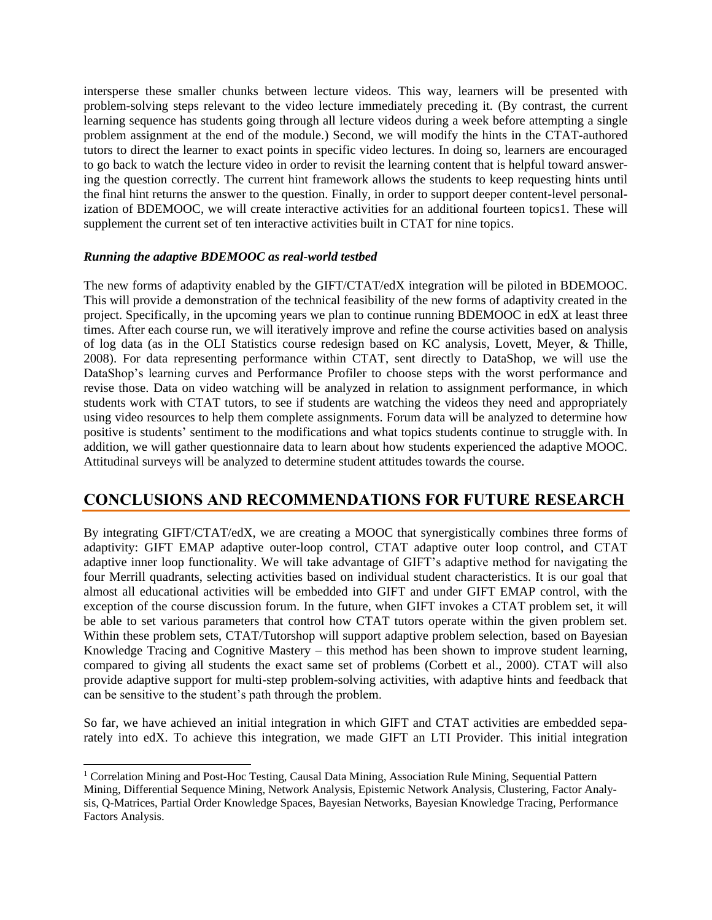intersperse these smaller chunks between lecture videos. This way, learners will be presented with problem-solving steps relevant to the video lecture immediately preceding it. (By contrast, the current learning sequence has students going through all lecture videos during a week before attempting a single problem assignment at the end of the module.) Second, we will modify the hints in the CTAT-authored tutors to direct the learner to exact points in specific video lectures. In doing so, learners are encouraged to go back to watch the lecture video in order to revisit the learning content that is helpful toward answering the question correctly. The current hint framework allows the students to keep requesting hints until the final hint returns the answer to the question. Finally, in order to support deeper content-level personalization of BDEMOOC, we will create interactive activities for an additional fourteen topics[1]. These will supplement the current set of ten interactive activities built in CTAT for nine topics.

### *Running the adaptive BDEMOOC as real-world testbed*

The new forms of adaptivity enabled by the GIFT/CTAT/edX integration will be piloted in BDEMOOC. This will provide a demonstration of the technical feasibility of the new forms of adaptivity created in the project. Specifically, in the upcoming years we plan to continue running BDEMOOC in edX at least three times. After each course run, we will iteratively improve and refine the course activities based on analysis of log data (as in the OLI Statistics course redesign based on KC analysis, Lovett, Meyer, & Thille, 2008). For data representing performance within CTAT, sent directly to DataShop, we will use the DataShop's learning curves and Performance Profiler to choose steps with the worst performance and revise those. Data on video watching will be analyzed in relation to assignment performance, in which students work with CTAT tutors, to see if students are watching the videos they need and appropriately using video resources to help them complete assignments. Forum data will be analyzed to determine how positive is students' sentiment to the modifications and what topics students continue to struggle with. In addition, we will gather questionnaire data to learn about how students experienced the adaptive MOOC. Attitudinal surveys will be analyzed to determine student attitudes towards the course.

## CONCLUSIONS AND RECOMMENDATIONS FOR FUTURE RESEARCH

By integrating GIFT/CTAT/edX, we are creating a MOOC that synergistically combines three forms of adaptivity: GIFT EMAP adaptive outer-loop control, CTAT adaptive outer loop control, and CTAT adaptive inner loop functionality. We will take advantage of GIFT's adaptive method for navigating the four Merrill quadrants, selecting activities based on individual student characteristics. It is our goal that almost all educational activities will be embedded into GIFT and under GIFT EMAP control, with the exception of the course discussion forum. In the future, when GIFT invokes a CTAT problem set, it will be able to set various parameters that control how CTAT tutors operate within the given problem set. Within these problem sets, CTAT/Tutorshop will support adaptive problem selection, based on Bayesian Knowledge Tracing and Cognitive Mastery – this method has been shown to improve student learning, compared to giving all students the exact same set of problems (Corbett et al., 2000). CTAT will also provide adaptive support for multi-step problem-solving activities, with adaptive hints and feedback that can be sensitive to the student's path through the problem.

So far, we have achieved an initial integration in which GIFT and CTAT activities are embedded separately into edX. To achieve this integration, we made GIFT an LTI Provider. This initial integration

---

[1] Correlation Mining and Post-Hoc Testing, Causal Data Mining, Association Rule Mining, Sequential Pattern Mining, Differential Sequence Mining, Network Analysis, Epistemic Network Analysis, Clustering, Factor Analysis, Q-Matrices, Partial Order Knowledge Spaces, Bayesian Networks, Bayesian Knowledge Tracing, Performance Factors Analysis.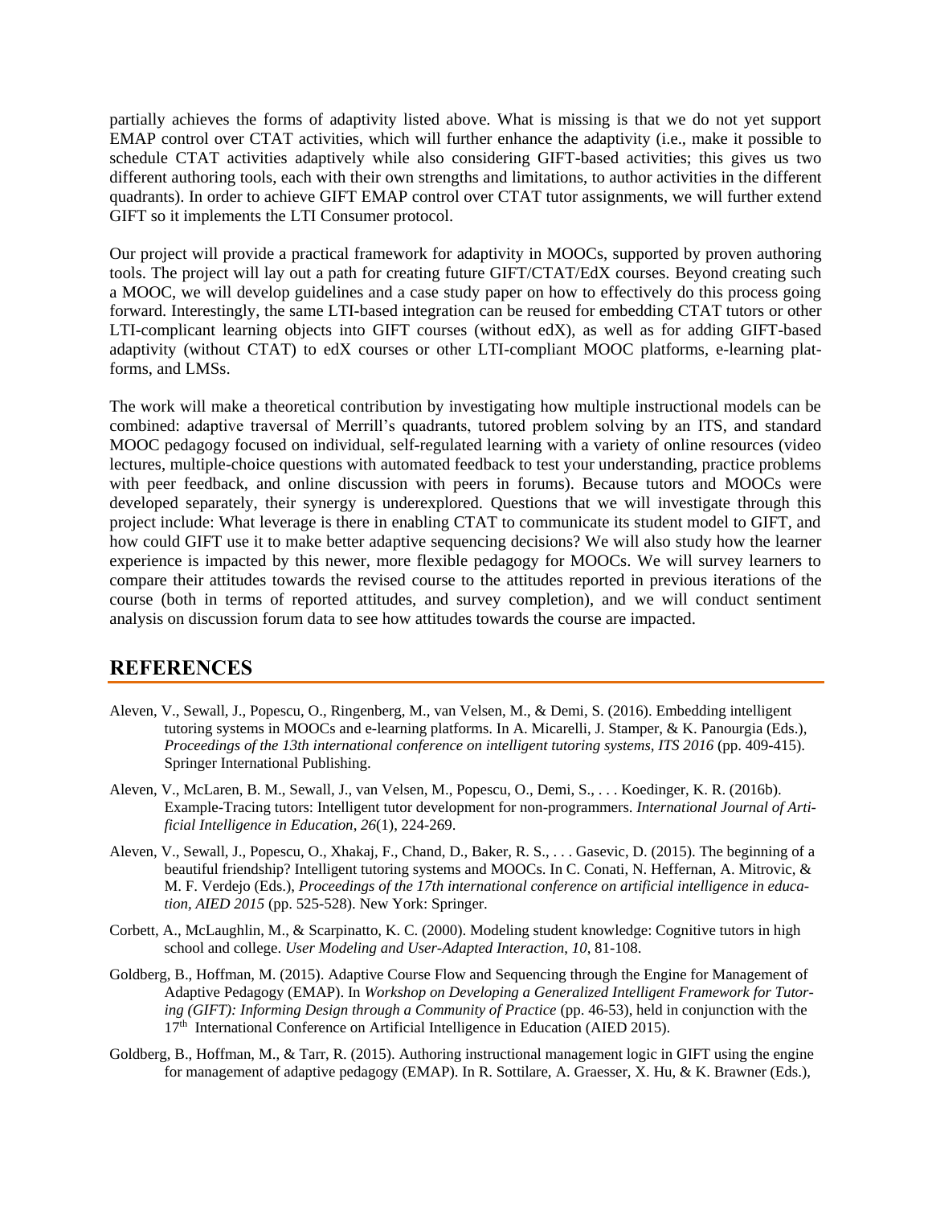partially achieves the forms of adaptivity listed above. What is missing is that we do not yet support EMAP control over CTAT activities, which will further enhance the adaptivity (i.e., make it possible to schedule CTAT activities adaptively while also considering GIFT-based activities; this gives us two different authoring tools, each with their own strengths and limitations, to author activities in the different quadrants). In order to achieve GIFT EMAP control over CTAT tutor assignments, we will further extend GIFT so it implements the LTI Consumer protocol.

Our project will provide a practical framework for adaptivity in MOOCs, supported by proven authoring tools. The project will lay out a path for creating future GIFT/CTAT/EdX courses. Beyond creating such a MOOC, we will develop guidelines and a case study paper on how to effectively do this process going forward. Interestingly, the same LTI-based integration can be reused for embedding CTAT tutors or other LTI-complicant learning objects into GIFT courses (without edX), as well as for adding GIFT-based adaptivity (without CTAT) to edX courses or other LTI-compliant MOOC platforms, e-learning platforms, and LMSs.

The work will make a theoretical contribution by investigating how multiple instructional models can be combined: adaptive traversal of Merrill's quadrants, tutored problem solving by an ITS, and standard MOOC pedagogy focused on individual, self-regulated learning with a variety of online resources (video lectures, multiple-choice questions with automated feedback to test your understanding, practice problems with peer feedback, and online discussion with peers in forums). Because tutors and MOOCs were developed separately, their synergy is underexplored. Questions that we will investigate through this project include: What leverage is there in enabling CTAT to communicate its student model to GIFT, and how could GIFT use it to make better adaptive sequencing decisions? We will also study how the learner experience is impacted by this newer, more flexible pedagogy for MOOCs. We will survey learners to compare their attitudes towards the revised course to the attitudes reported in previous iterations of the course (both in terms of reported attitudes, and survey completion), and we will conduct sentiment analysis on discussion forum data to see how attitudes towards the course are impacted.

## REFERENCES

Aleven, V., Sewall, J., Popescu, O., Ringenberg, M., van Velsen, M., & Demi, S. (2016). Embedding intelligent tutoring systems in MOOCs and e-learning platforms. In A. Micarelli, J. Stamper, & K. Panourgia (Eds.), *Proceedings of the 13th international conference on intelligent tutoring systems, ITS 2016* (pp. 409-415). Springer International Publishing.

Aleven, V., McLaren, B. M., Sewall, J., van Velsen, M., Popescu, O., Demi, S., . . . Koedinger, K. R. (2016b). Example-Tracing tutors: Intelligent tutor development for non-programmers. *International Journal of Artificial Intelligence in Education*, *26*(1), 224-269.

Aleven, V., Sewall, J., Popescu, O., Xhakaj, F., Chand, D., Baker, R. S., . . . Gasevic, D. (2015). The beginning of a beautiful friendship? Intelligent tutoring systems and MOOCs. In C. Conati, N. Heffernan, A. Mitrovic, & M. F. Verdejo (Eds.), *Proceedings of the 17th international conference on artificial intelligence in education, AIED 2015* (pp. 525-528). New York: Springer.

Corbett, A., McLaughlin, M., & Scarpinatto, K. C. (2000). Modeling student knowledge: Cognitive tutors in high school and college. *User Modeling and User-Adapted Interaction*, *10*, 81-108.

Goldberg, B., Hoffman, M. (2015). Adaptive Course Flow and Sequencing through the Engine for Management of Adaptive Pedagogy (EMAP). In *Workshop on Developing a Generalized Intelligent Framework for Tutoring (GIFT): Informing Design through a Community of Practice* (pp. 46-53), held in conjunction with the 17th International Conference on Artificial Intelligence in Education (AIED 2015).

Goldberg, B., Hoffman, M., & Tarr, R. (2015). Authoring instructional management logic in GIFT using the engine for management of adaptive pedagogy (EMAP). In R. Sottilare, A. Graesser, X. Hu, & K. Brawner (Eds.),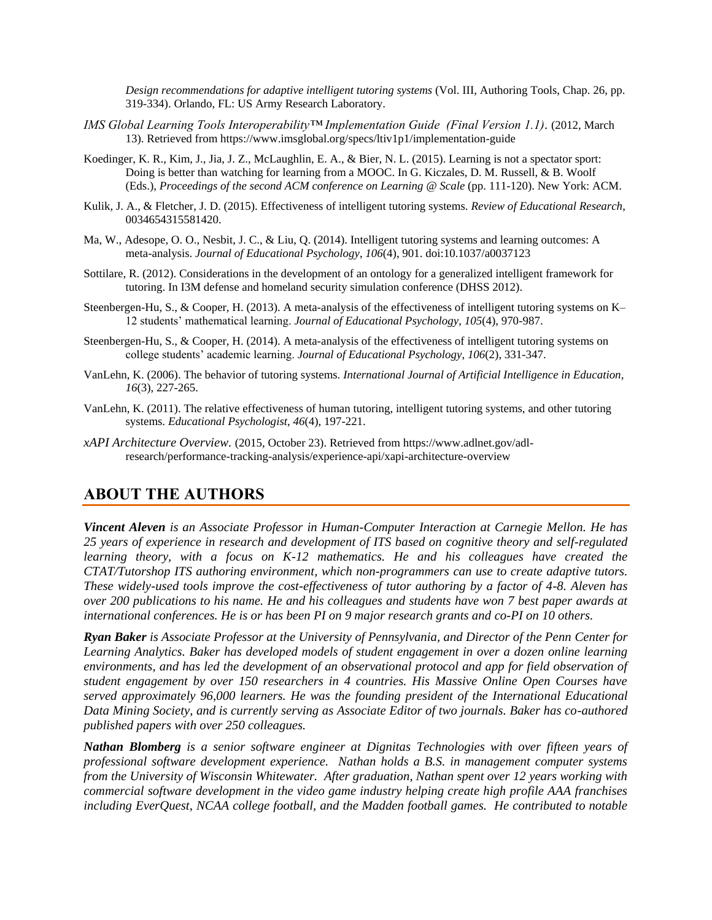*Design recommendations for adaptive intelligent tutoring systems* (Vol. III, Authoring Tools, Chap. 26, pp. 319-334). Orlando, FL: US Army Research Laboratory.

*IMS Global Learning Tools Interoperability™ Implementation Guide (Final Version 1.1)*. (2012, March 13). Retrieved from https://www.imsglobal.org/specs/ltiv1p1/implementation-guide

Koedinger, K. R., Kim, J., Jia, J. Z., McLaughlin, E. A., & Bier, N. L. (2015). Learning is not a spectator sport: Doing is better than watching for learning from a MOOC. In G. Kiczales, D. M. Russell, & B. Woolf (Eds.), *Proceedings of the second ACM conference on Learning @ Scale* (pp. 111-120). New York: ACM.

Kulik, J. A., & Fletcher, J. D. (2015). Effectiveness of intelligent tutoring systems. *Review of Educational Research*, 0034654315581420.

Ma, W., Adesope, O. O., Nesbit, J. C., & Liu, Q. (2014). Intelligent tutoring systems and learning outcomes: A meta-analysis. *Journal of Educational Psychology*, *106*(4), 901. doi:10.1037/a0037123

Sottilare, R. (2012). Considerations in the development of an ontology for a generalized intelligent framework for tutoring. In I3M defense and homeland security simulation conference (DHSS 2012).

Steenbergen-Hu, S., & Cooper, H. (2013). A meta-analysis of the effectiveness of intelligent tutoring systems on K–12 students' mathematical learning. *Journal of Educational Psychology*, *105*(4), 970-987.

Steenbergen-Hu, S., & Cooper, H. (2014). A meta-analysis of the effectiveness of intelligent tutoring systems on college students' academic learning. *Journal of Educational Psychology*, *106*(2), 331-347.

VanLehn, K. (2006). The behavior of tutoring systems. *International Journal of Artificial Intelligence in Education*, *16*(3), 227-265.

VanLehn, K. (2011). The relative effectiveness of human tutoring, intelligent tutoring systems, and other tutoring systems. *Educational Psychologist*, *46*(4), 197-221.

*xAPI Architecture Overview*. (2015, October 23). Retrieved from https://www.adlnet.gov/adl-research/performance-tracking-analysis/experience-api/xapi-architecture-overview

## ABOUT THE AUTHORS

***Vincent Aleven*** *is an Associate Professor in Human-Computer Interaction at Carnegie Mellon. He has 25 years of experience in research and development of ITS based on cognitive theory and self-regulated learning theory, with a focus on K-12 mathematics. He and his colleagues have created the CTAT/Tutorshop ITS authoring environment, which non-programmers can use to create adaptive tutors. These widely-used tools improve the cost-effectiveness of tutor authoring by a factor of 4-8. Aleven has over 200 publications to his name. He and his colleagues and students have won 7 best paper awards at international conferences. He is or has been PI on 9 major research grants and co-PI on 10 others.*

***Ryan Baker*** *is Associate Professor at the University of Pennsylvania, and Director of the Penn Center for Learning Analytics. Baker has developed models of student engagement in over a dozen online learning environments, and has led the development of an observational protocol and app for field observation of student engagement by over 150 researchers in 4 countries. His Massive Online Open Courses have served approximately 96,000 learners. He was the founding president of the International Educational Data Mining Society, and is currently serving as Associate Editor of two journals. Baker has co-authored published papers with over 250 colleagues.*

***Nathan Blomberg*** *is a senior software engineer at Dignitas Technologies with over fifteen years of professional software development experience. Nathan holds a B.S. in management computer systems from the University of Wisconsin Whitewater. After graduation, Nathan spent over 12 years working with commercial software development in the video game industry helping create high profile AAA franchises including EverQuest, NCAA college football, and the Madden football games. He contributed to notable*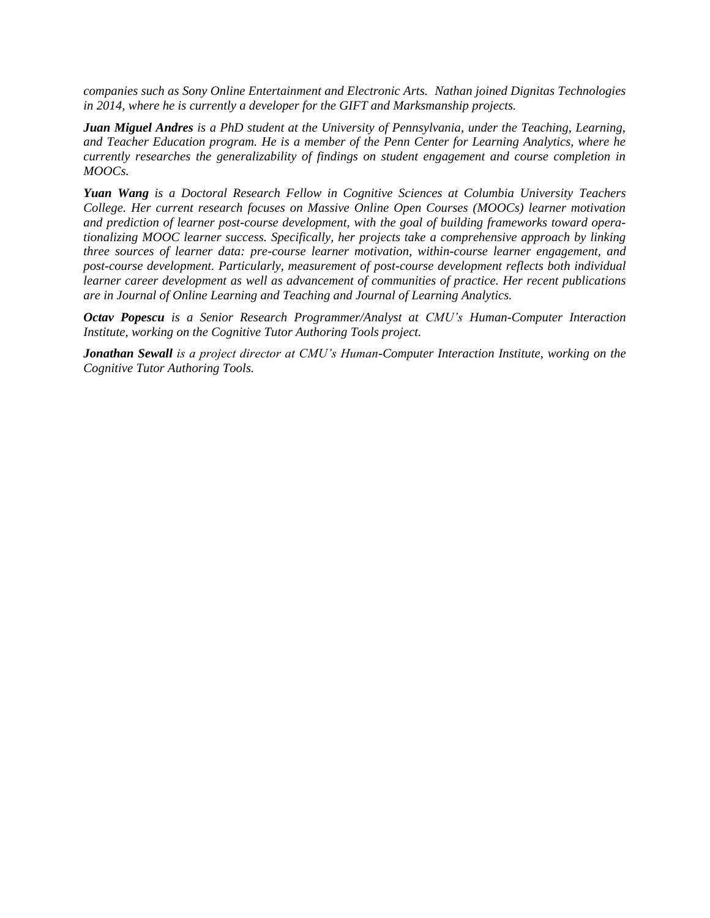*companies such as Sony Online Entertainment and Electronic Arts. Nathan joined Dignitas Technologies in 2014, where he is currently a developer for the GIFT and Marksmanship projects.*

***Juan Miguel Andres*** *is a PhD student at the University of Pennsylvania, under the Teaching, Learning, and Teacher Education program. He is a member of the Penn Center for Learning Analytics, where he currently researches the generalizability of findings on student engagement and course completion in MOOCs.*

***Yuan Wang*** *is a Doctoral Research Fellow in Cognitive Sciences at Columbia University Teachers College. Her current research focuses on Massive Online Open Courses (MOOCs) learner motivation and prediction of learner post-course development, with the goal of building frameworks toward operationalizing MOOC learner success. Specifically, her projects take a comprehensive approach by linking three sources of learner data: pre-course learner motivation, within-course learner engagement, and post-course development. Particularly, measurement of post-course development reflects both individual learner career development as well as advancement of communities of practice. Her recent publications are in Journal of Online Learning and Teaching and Journal of Learning Analytics.*

***Octav Popescu*** *is a Senior Research Programmer/Analyst at CMU's Human-Computer Interaction Institute, working on the Cognitive Tutor Authoring Tools project.*

***Jonathan Sewall*** *is a project director at CMU's Human-Computer Interaction Institute, working on the Cognitive Tutor Authoring Tools.*